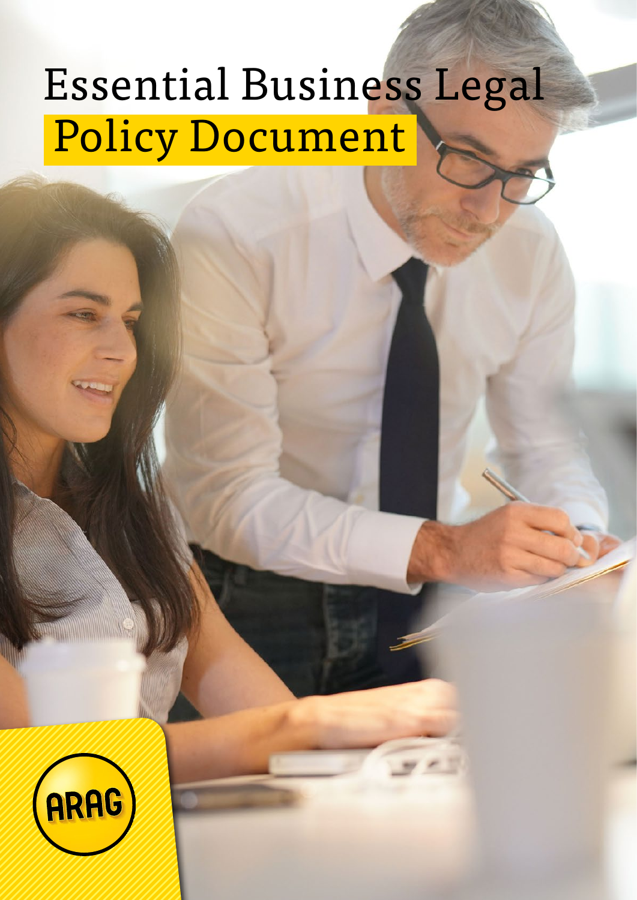# Essential Business Legal Policy Document

ARAG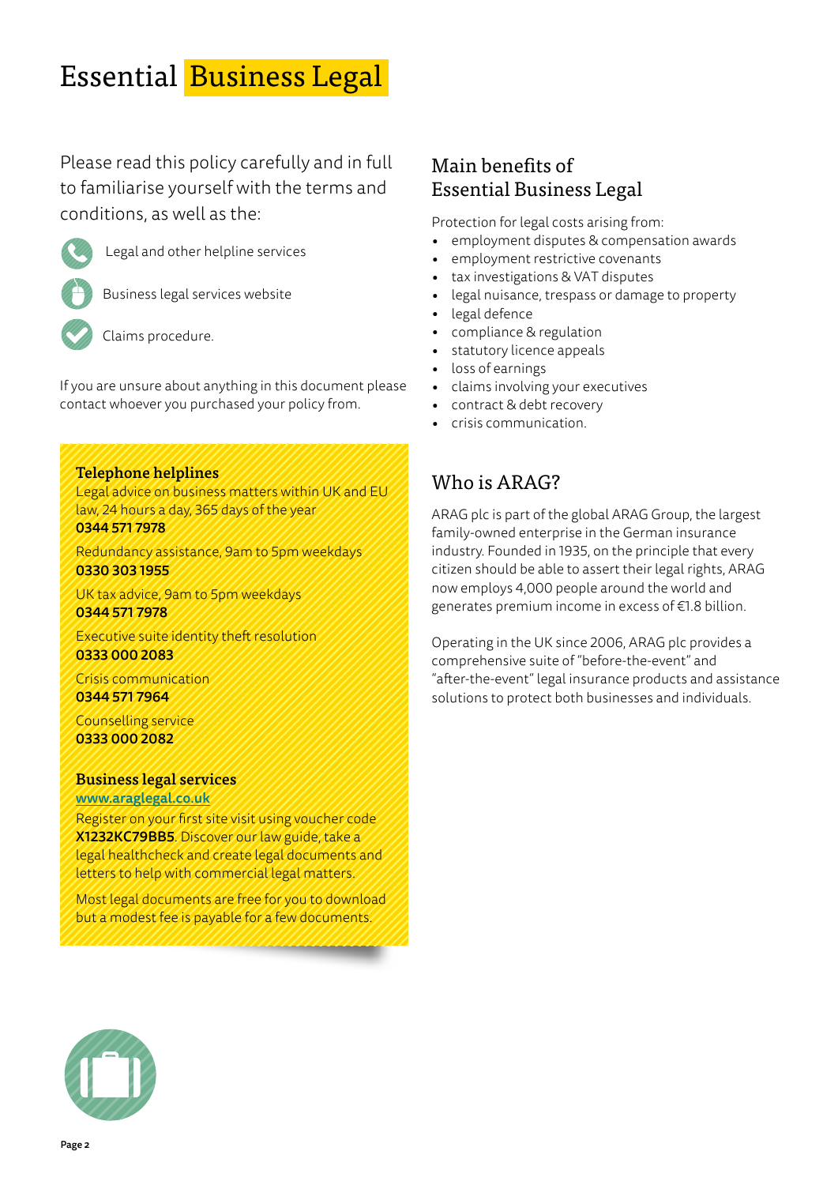# Essential Business Legal

Please read this policy carefully and in full to familiarise yourself with the terms and conditions, as well as the:

- Legal and other helpline services
- Business legal services website
- Claims procedure.

If you are unsure about anything in this document please contact whoever you purchased your policy from.

### Telephone helplines

Legal advice on business matters within UK and EU law, 24 hours a day, 365 days of the year
**0344 571 7978**

Redundancy assistance, 9am to 5pm weekdays
**0330 303 1955**

UK tax advice, 9am to 5pm weekdays
**0344 571 7978**

Executive suite identity theft resolution
**0333 000 2083**

Crisis communication
**0344 571 7964**

Counselling service
**0333 000 2082**

### Business legal services

**www.araglegal.co.uk**

Register on your first site visit using voucher code **X1232KC79BB5**. Discover our law guide, take a legal healthcheck and create legal documents and letters to help with commercial legal matters.

Most legal documents are free for you to download but a modest fee is payable for a few documents.

## Main benefits of Essential Business Legal

Protection for legal costs arising from:

- employment disputes & compensation awards
- employment restrictive covenants
- tax investigations & VAT disputes
- legal nuisance, trespass or damage to property
- legal defence
- compliance & regulation
- statutory licence appeals
- loss of earnings
- claims involving your executives
- contract & debt recovery
- crisis communication.

## Who is ARAG?

ARAG plc is part of the global ARAG Group, the largest family-owned enterprise in the German insurance industry. Founded in 1935, on the principle that every citizen should be able to assert their legal rights, ARAG now employs 4,000 people around the world and generates premium income in excess of €1.8 billion.

Operating in the UK since 2006, ARAG plc provides a comprehensive suite of "before-the-event" and "after-the-event" legal insurance products and assistance solutions to protect both businesses and individuals.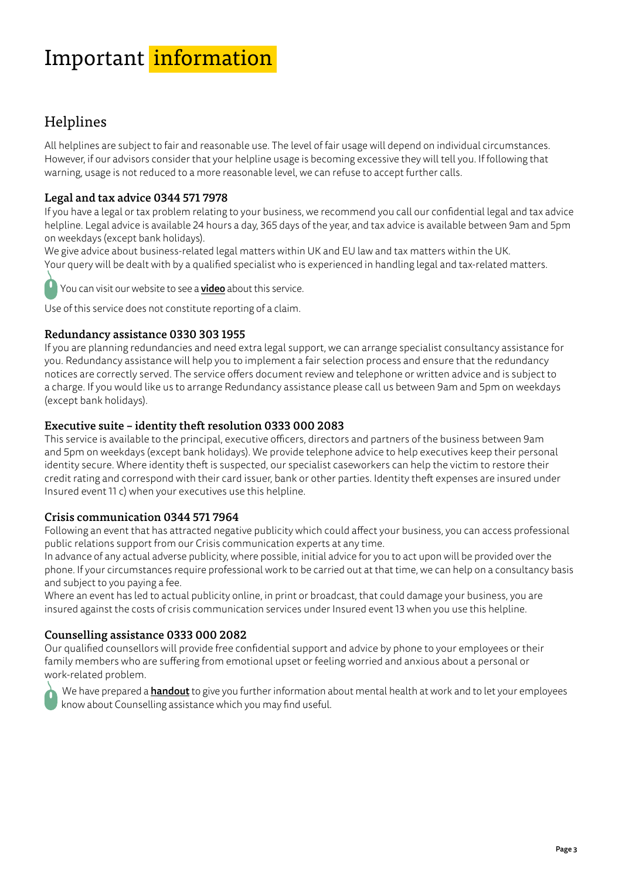# Important information

## Helplines

All helplines are subject to fair and reasonable use. The level of fair usage will depend on individual circumstances. However, if our advisors consider that your helpline usage is becoming excessive they will tell you. If following that warning, usage is not reduced to a more reasonable level, we can refuse to accept further calls.

### Legal and tax advice 0344 571 7978

If you have a legal or tax problem relating to your business, we recommend you call our confidential legal and tax advice helpline. Legal advice is available 24 hours a day, 365 days of the year, and tax advice is available between 9am and 5pm on weekdays (except bank holidays).

We give advice about business-related legal matters within UK and EU law and tax matters within the UK.

Your query will be dealt with by a qualified specialist who is experienced in handling legal and tax-related matters.

You can visit our website to see a **video** about this service.

Use of this service does not constitute reporting of a claim.

### Redundancy assistance 0330 303 1955

If you are planning redundancies and need extra legal support, we can arrange specialist consultancy assistance for you. Redundancy assistance will help you to implement a fair selection process and ensure that the redundancy notices are correctly served. The service offers document review and telephone or written advice and is subject to a charge. If you would like us to arrange Redundancy assistance please call us between 9am and 5pm on weekdays (except bank holidays).

### Executive suite – identity theft resolution 0333 000 2083

This service is available to the principal, executive officers, directors and partners of the business between 9am and 5pm on weekdays (except bank holidays). We provide telephone advice to help executives keep their personal identity secure. Where identity theft is suspected, our specialist caseworkers can help the victim to restore their credit rating and correspond with their card issuer, bank or other parties. Identity theft expenses are insured under Insured event 11 c) when your executives use this helpline.

### Crisis communication 0344 571 7964

Following an event that has attracted negative publicity which could affect your business, you can access professional public relations support from our Crisis communication experts at any time.

In advance of any actual adverse publicity, where possible, initial advice for you to act upon will be provided over the phone. If your circumstances require professional work to be carried out at that time, we can help on a consultancy basis and subject to you paying a fee.

Where an event has led to actual publicity online, in print or broadcast, that could damage your business, you are insured against the costs of crisis communication services under Insured event 13 when you use this helpline.

### Counselling assistance 0333 000 2082

Our qualified counsellors will provide free confidential support and advice by phone to your employees or their family members who are suffering from emotional upset or feeling worried and anxious about a personal or work-related problem.

We have prepared a **handout** to give you further information about mental health at work and to let your employees know about Counselling assistance which you may find useful.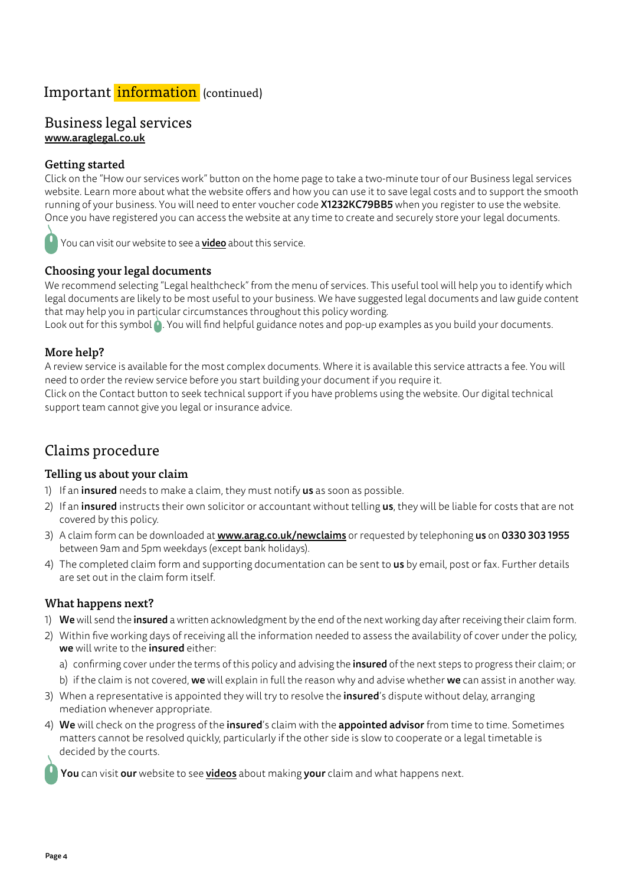# Important information (continued)

## Business legal services

**www.araglegal.co.uk**

### Getting started

Click on the "How our services work" button on the home page to take a two-minute tour of our Business legal services website. Learn more about what the website offers and how you can use it to save legal costs and to support the smooth running of your business. You will need to enter voucher code **X1232KC79BB5** when you register to use the website. Once you have registered you can access the website at any time to create and securely store your legal documents.

You can visit our website to see a **video** about this service.

### Choosing your legal documents

We recommend selecting "Legal healthcheck" from the menu of services. This useful tool will help you to identify which legal documents are likely to be most useful to your business. We have suggested legal documents and law guide content that may help you in particular circumstances throughout this policy wording.

Look out for this symbol. You will find helpful guidance notes and pop-up examples as you build your documents.

### More help?

A review service is available for the most complex documents. Where it is available this service attracts a fee. You will need to order the review service before you start building your document if you require it.

Click on the Contact button to seek technical support if you have problems using the website. Our digital technical support team cannot give you legal or insurance advice.

## Claims procedure

### Telling us about your claim

1) If an **insured** needs to make a claim, they must notify **us** as soon as possible.
2) If an **insured** instructs their own solicitor or accountant without telling **us**, they will be liable for costs that are not covered by this policy.
3) A claim form can be downloaded at **www.arag.co.uk/newclaims** or requested by telephoning **us** on **0330 303 1955** between 9am and 5pm weekdays (except bank holidays).
4) The completed claim form and supporting documentation can be sent to **us** by email, post or fax. Further details are set out in the claim form itself.

### What happens next?

1) **We** will send the **insured** a written acknowledgment by the end of the next working day after receiving their claim form.
2) Within five working days of receiving all the information needed to assess the availability of cover under the policy, **we** will write to the **insured** either:
   a) confirming cover under the terms of this policy and advising the **insured** of the next steps to progress their claim; or
   b) if the claim is not covered, **we** will explain in full the reason why and advise whether **we** can assist in another way.
3) When a representative is appointed they will try to resolve the **insured**'s dispute without delay, arranging mediation whenever appropriate.
4) **We** will check on the progress of the **insured**'s claim with the **appointed advisor** from time to time. Sometimes matters cannot be resolved quickly, particularly if the other side is slow to cooperate or a legal timetable is decided by the courts.

**You** can visit **our** website to see **videos** about making **your** claim and what happens next.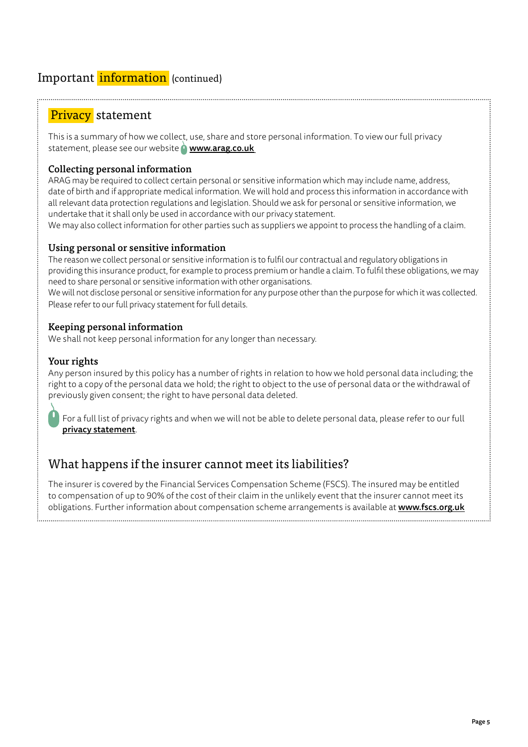# Important information (continued)

## Privacy statement

This is a summary of how we collect, use, share and store personal information. To view our full privacy statement, please see our website **www.arag.co.uk**

### Collecting personal information

ARAG may be required to collect certain personal or sensitive information which may include name, address, date of birth and if appropriate medical information. We will hold and process this information in accordance with all relevant data protection regulations and legislation. Should we ask for personal or sensitive information, we undertake that it shall only be used in accordance with our privacy statement.

We may also collect information for other parties such as suppliers we appoint to process the handling of a claim.

### Using personal or sensitive information

The reason we collect personal or sensitive information is to fulfil our contractual and regulatory obligations in providing this insurance product, for example to process premium or handle a claim. To fulfil these obligations, we may need to share personal or sensitive information with other organisations.

We will not disclose personal or sensitive information for any purpose other than the purpose for which it was collected. Please refer to our full privacy statement for full details.

### Keeping personal information

We shall not keep personal information for any longer than necessary.

### Your rights

Any person insured by this policy has a number of rights in relation to how we hold personal data including; the right to a copy of the personal data we hold; the right to object to the use of personal data or the withdrawal of previously given consent; the right to have personal data deleted.

For a full list of privacy rights and when we will not be able to delete personal data, please refer to our full **privacy statement**.

## What happens if the insurer cannot meet its liabilities?

The insurer is covered by the Financial Services Compensation Scheme (FSCS). The insured may be entitled to compensation of up to 90% of the cost of their claim in the unlikely event that the insurer cannot meet its obligations. Further information about compensation scheme arrangements is available at **www.fscs.org.uk**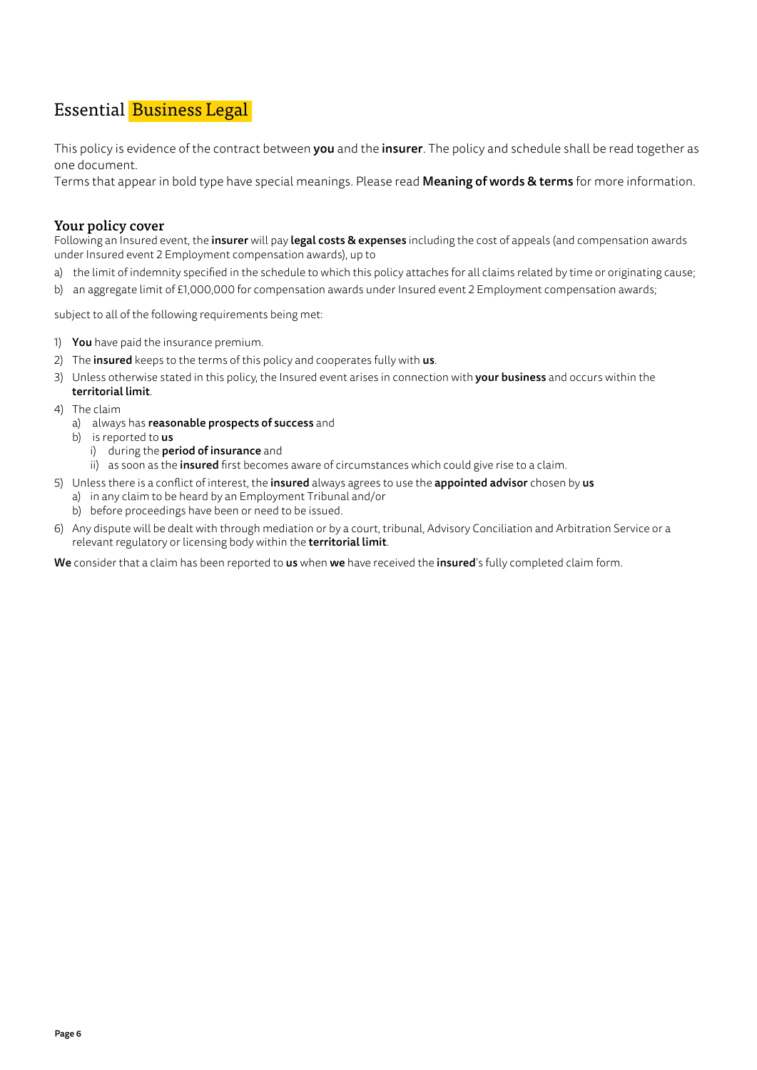# Essential Business Legal

This policy is evidence of the contract between **you** and the **insurer**. The policy and schedule shall be read together as one document.

Terms that appear in bold type have special meanings. Please read **Meaning of words & terms** for more information.

## Your policy cover

Following an Insured event, the **insurer** will pay **legal costs & expenses** including the cost of appeals (and compensation awards under Insured event 2 Employment compensation awards), up to

a) the limit of indemnity specified in the schedule to which this policy attaches for all claims related by time or originating cause;

b) an aggregate limit of £1,000,000 for compensation awards under Insured event 2 Employment compensation awards;

subject to all of the following requirements being met:

1) **You** have paid the insurance premium.
2) The **insured** keeps to the terms of this policy and cooperates fully with **us**.
3) Unless otherwise stated in this policy, the Insured event arises in connection with **your business** and occurs within the **territorial limit**.
4) The claim
   a) always has **reasonable prospects of success** and
   b) is reported to **us**
      i) during the **period of insurance** and
      ii) as soon as the **insured** first becomes aware of circumstances which could give rise to a claim.
5) Unless there is a conflict of interest, the **insured** always agrees to use the **appointed advisor** chosen by **us**
   a) in any claim to be heard by an Employment Tribunal and/or
   b) before proceedings have been or need to be issued.
6) Any dispute will be dealt with through mediation or by a court, tribunal, Advisory Conciliation and Arbitration Service or a relevant regulatory or licensing body within the **territorial limit**.

**We** consider that a claim has been reported to **us** when **we** have received the **insured**'s fully completed claim form.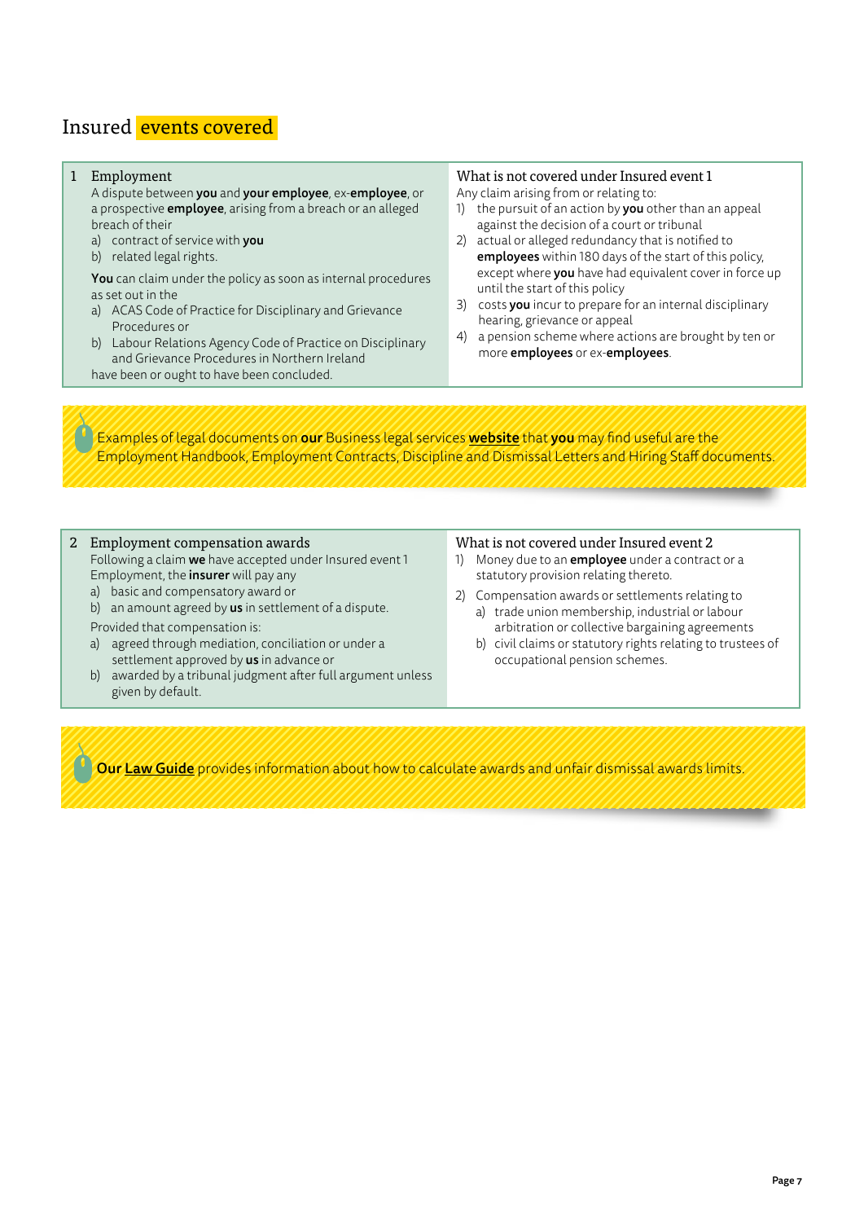# Insured events covered

## 1 Employment

A dispute between **you** and **your employee**, ex-**employee**, or a prospective **employee**, arising from a breach or an alleged breach of their

a) contract of service with **you**
b) related legal rights.

**You** can claim under the policy as soon as internal procedures as set out in the

a) ACAS Code of Practice for Disciplinary and Grievance Procedures or
b) Labour Relations Agency Code of Practice on Disciplinary and Grievance Procedures in Northern Ireland

have been or ought to have been concluded.

### What is not covered under Insured event 1

Any claim arising from or relating to:

1) the pursuit of an action by **you** other than an appeal against the decision of a court or tribunal
2) actual or alleged redundancy that is notified to **employees** within 180 days of the start of this policy, except where **you** have had equivalent cover in force up until the start of this policy
3) costs **you** incur to prepare for an internal disciplinary hearing, grievance or appeal
4) a pension scheme where actions are brought by ten or more **employees** or ex-**employees**.

Examples of legal documents on **our** Business legal services **website** that **you** may find useful are the Employment Handbook, Employment Contracts, Discipline and Dismissal Letters and Hiring Staff documents.

## 2 Employment compensation awards

Following a claim **we** have accepted under Insured event 1 Employment, the **insurer** will pay any

a) basic and compensatory award or
b) an amount agreed by **us** in settlement of a dispute.

Provided that compensation is:

a) agreed through mediation, conciliation or under a settlement approved by **us** in advance or
b) awarded by a tribunal judgment after full argument unless given by default.

### What is not covered under Insured event 2

1) Money due to an **employee** under a contract or a statutory provision relating thereto.
2) Compensation awards or settlements relating to
   a) trade union membership, industrial or labour arbitration or collective bargaining agreements
   b) civil claims or statutory rights relating to trustees of occupational pension schemes.

**Our Law Guide** provides information about how to calculate awards and unfair dismissal awards limits.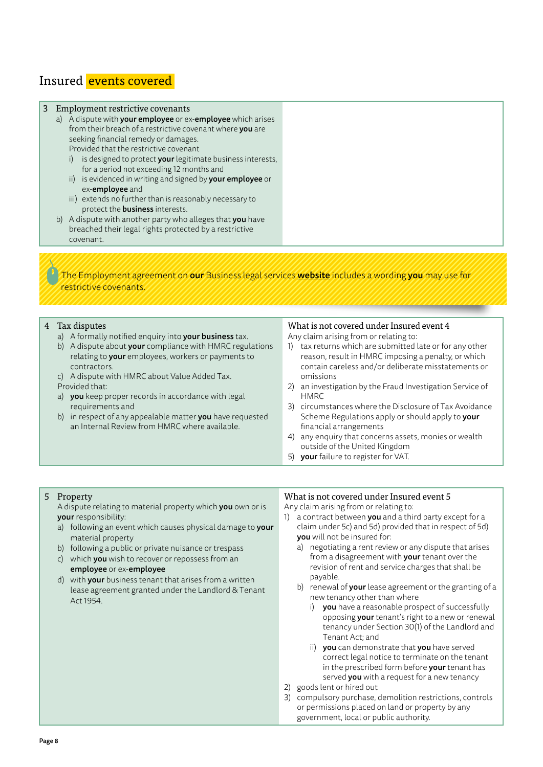# Insured events covered

### 3 Employment restrictive covenants

a) A dispute with **your employee** or ex-**employee** which arises from their breach of a restrictive covenant where **you** are seeking financial remedy or damages.
Provided that the restrictive covenant
   i) is designed to protect **your** legitimate business interests, for a period not exceeding 12 months and
   ii) is evidenced in writing and signed by **your employee** or ex-**employee** and
   iii) extends no further than is reasonably necessary to protect the **business** interests.

b) A dispute with another party who alleges that **you** have breached their legal rights protected by a restrictive covenant.

The Employment agreement on **our** Business legal services **website** includes a wording **you** may use for restrictive covenants.

### 4 Tax disputes

a) A formally notified enquiry into **your business** tax.
b) A dispute about **your** compliance with HMRC regulations relating to **your** employees, workers or payments to contractors.
c) A dispute with HMRC about Value Added Tax.

Provided that:
a) **you** keep proper records in accordance with legal requirements and
b) in respect of any appealable matter **you** have requested an Internal Review from HMRC where available.

#### What is not covered under Insured event 4

Any claim arising from or relating to:
1) tax returns which are submitted late or for any other reason, result in HMRC imposing a penalty, or which contain careless and/or deliberate misstatements or omissions
2) an investigation by the Fraud Investigation Service of HMRC
3) circumstances where the Disclosure of Tax Avoidance Scheme Regulations apply or should apply to **your** financial arrangements
4) any enquiry that concerns assets, monies or wealth outside of the United Kingdom
5) **your** failure to register for VAT.

### 5 Property

A dispute relating to material property which **you** own or is **your** responsibility:
a) following an event which causes physical damage to **your** material property
b) following a public or private nuisance or trespass
c) which **you** wish to recover or repossess from an **employee** or ex-**employee**
d) with **your** business tenant that arises from a written lease agreement granted under the Landlord & Tenant Act 1954.

#### What is not covered under Insured event 5

Any claim arising from or relating to:
1) a contract between **you** and a third party except for a claim under 5c) and 5d) provided that in respect of 5d) **you** will not be insured for:
   a) negotiating a rent review or any dispute that arises from a disagreement with **your** tenant over the revision of rent and service charges that shall be payable.
   b) renewal of **your** lease agreement or the granting of a new tenancy other than where
      i) **you** have a reasonable prospect of successfully opposing **your** tenant's right to a new or renewal tenancy under Section 30(1) of the Landlord and Tenant Act; and
      ii) **you** can demonstrate that **you** have served correct legal notice to terminate on the tenant in the prescribed form before **your** tenant has served **you** with a request for a new tenancy
2) goods lent or hired out
3) compulsory purchase, demolition restrictions, controls or permissions placed on land or property by any government, local or public authority.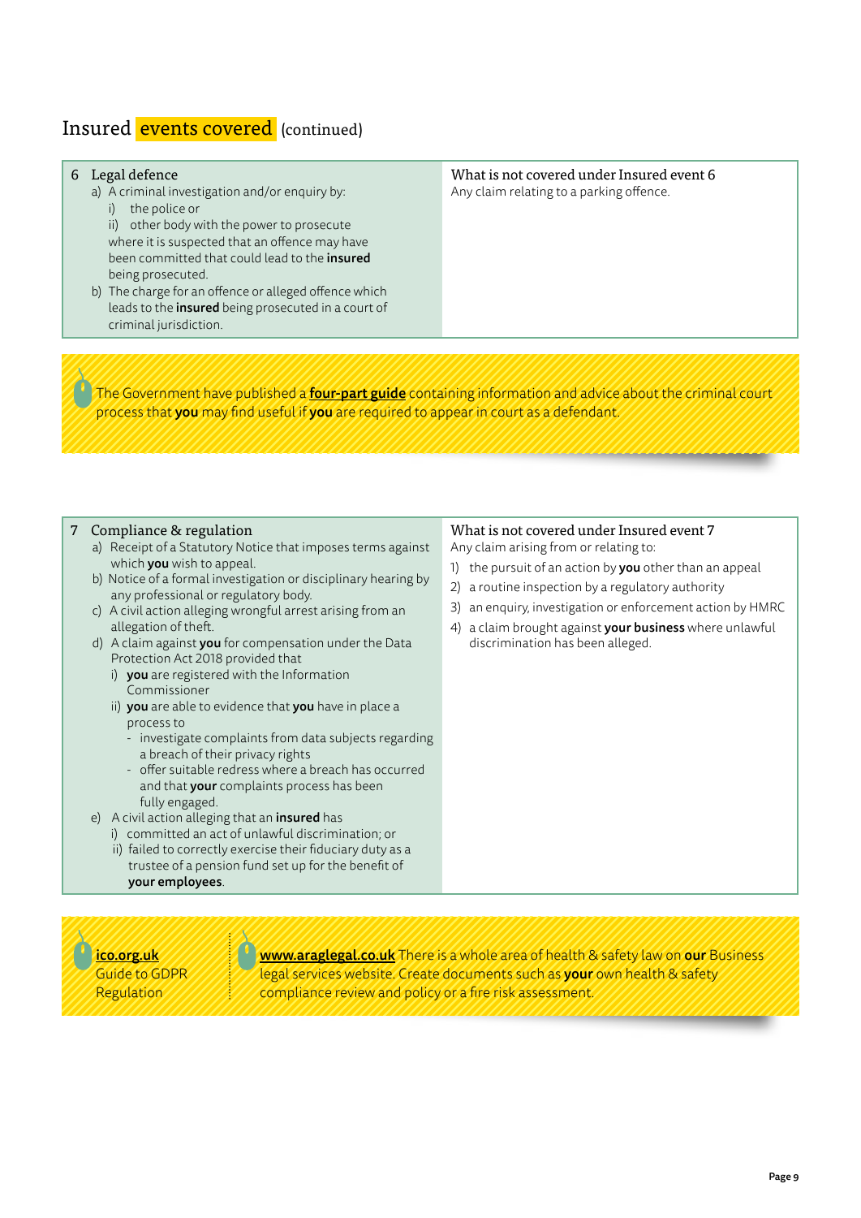## Insured events covered (continued)

### 6 Legal defence

a) A criminal investigation and/or enquiry by:
   i) the police or
   ii) other body with the power to prosecute
   
   where it is suspected that an offence may have been committed that could lead to the **insured** being prosecuted.

b) The charge for an offence or alleged offence which leads to the **insured** being prosecuted in a court of criminal jurisdiction.

**What is not covered under Insured event 6**

Any claim relating to a parking offence.

The Government have published a **four-part guide** containing information and advice about the criminal court process that **you** may find useful if **you** are required to appear in court as a defendant.

### 7 Compliance & regulation

a) Receipt of a Statutory Notice that imposes terms against which **you** wish to appeal.

b) Notice of a formal investigation or disciplinary hearing by any professional or regulatory body.

c) A civil action alleging wrongful arrest arising from an allegation of theft.

d) A claim against **you** for compensation under the Data Protection Act 2018 provided that
   i) **you** are registered with the Information Commissioner
   ii) **you** are able to evidence that **you** have in place a process to
      - investigate complaints from data subjects regarding a breach of their privacy rights
      - offer suitable redress where a breach has occurred and that **your** complaints process has been fully engaged.

e) A civil action alleging that an **insured** has
   i) committed an act of unlawful discrimination; or
   ii) failed to correctly exercise their fiduciary duty as a trustee of a pension fund set up for the benefit of **your employees**.

**What is not covered under Insured event 7**

Any claim arising from or relating to:

1) the pursuit of an action by **you** other than an appeal
2) a routine inspection by a regulatory authority
3) an enquiry, investigation or enforcement action by HMRC
4) a claim brought against **your business** where unlawful discrimination has been alleged.

**ico.org.uk** Guide to GDPR Regulation

**www.araglegal.co.uk** There is a whole area of health & safety law on **our** Business legal services website. Create documents such as **your** own health & safety compliance review and policy or a fire risk assessment.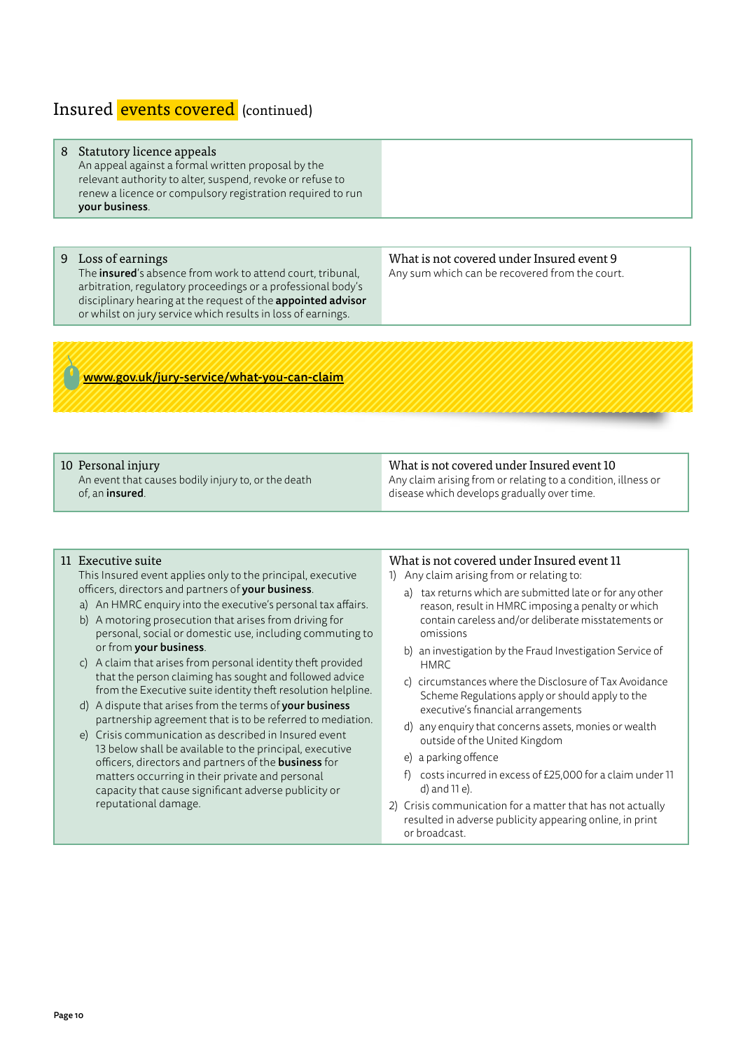# Insured events covered (continued)

| Insured event | What is not covered |
|---|---|
| **8 Statutory licence appeals**<br>An appeal against a formal written proposal by the relevant authority to alter, suspend, revoke or refuse to renew a licence or compulsory registration required to run **your business**. | |
| **9 Loss of earnings**<br>The **insured**'s absence from work to attend court, tribunal, arbitration, regulatory proceedings or a professional body's disciplinary hearing at the request of the **appointed advisor** or whilst on jury service which results in loss of earnings. | **What is not covered under Insured event 9**<br>Any sum which can be recovered from the court. |

www.gov.uk/jury-service/what-you-can-claim

| Insured event | What is not covered |
|---|---|
| **10 Personal injury**<br>An event that causes bodily injury to, or the death of, an **insured**. | **What is not covered under Insured event 10**<br>Any claim arising from or relating to a condition, illness or disease which develops gradually over time. |
| **11 Executive suite**<br>This Insured event applies only to the principal, executive officers, directors and partners of **your business**.<br>a) An HMRC enquiry into the executive's personal tax affairs.<br>b) A motoring prosecution that arises from driving for personal, social or domestic use, including commuting to or from **your business**.<br>c) A claim that arises from personal identity theft provided that the person claiming has sought and followed advice from the Executive suite identity theft resolution helpline.<br>d) A dispute that arises from the terms of **your business** partnership agreement that is to be referred to mediation.<br>e) Crisis communication as described in Insured event 13 below shall be available to the principal, executive officers, directors and partners of the **business** for matters occurring in their private and personal capacity that cause significant adverse publicity or reputational damage. | **What is not covered under Insured event 11**<br>1) Any claim arising from or relating to:<br>a) tax returns which are submitted late or for any other reason, result in HMRC imposing a penalty or which contain careless and/or deliberate misstatements or omissions<br>b) an investigation by the Fraud Investigation Service of HMRC<br>c) circumstances where the Disclosure of Tax Avoidance Scheme Regulations apply or should apply to the executive's financial arrangements<br>d) any enquiry that concerns assets, monies or wealth outside of the United Kingdom<br>e) a parking offence<br>f) costs incurred in excess of £25,000 for a claim under 11 d) and 11 e).<br>2) Crisis communication for a matter that has not actually resulted in adverse publicity appearing online, in print or broadcast. |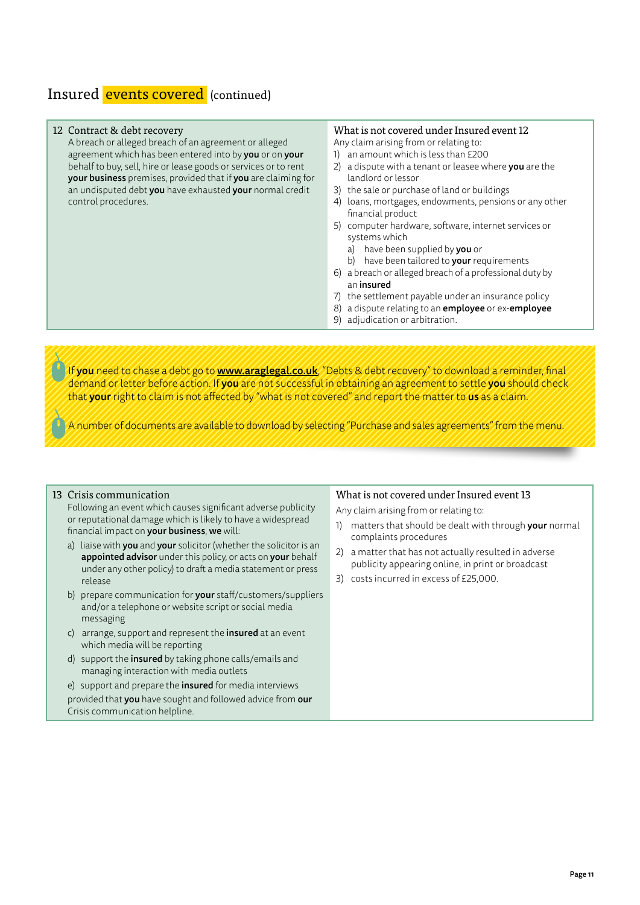# Insured events covered (continued)

## 12 Contract & debt recovery

A breach or alleged breach of an agreement or alleged agreement which has been entered into by **you** or on **your** behalf to buy, sell, hire or lease goods or services or to rent **your business** premises, provided that if **you** are claiming for an undisputed debt **you** have exhausted **your** normal credit control procedures.

### What is not covered under Insured event 12

Any claim arising from or relating to:

1) an amount which is less than £200
2) a dispute with a tenant or leasee where **you** are the landlord or lessor
3) the sale or purchase of land or buildings
4) loans, mortgages, endowments, pensions or any other financial product
5) computer hardware, software, internet services or systems which
   a) have been supplied by **you** or
   b) have been tailored to **your** requirements
6) a breach or alleged breach of a professional duty by an **insured**
7) the settlement payable under an insurance policy
8) a dispute relating to an **employee** or ex-**employee**
9) adjudication or arbitration.

If **you** need to chase a debt go to **www.araglegal.co.uk**, "Debts & debt recovery" to download a reminder, final demand or letter before action. If **you** are not successful in obtaining an agreement to settle **you** should check that **your** right to claim is not affected by "what is not covered" and report the matter to **us** as a claim.

A number of documents are available to download by selecting "Purchase and sales agreements" from the menu.

## 13 Crisis communication

Following an event which causes significant adverse publicity or reputational damage which is likely to have a widespread financial impact on **your business**, **we** will:

a) liaise with **you** and **your** solicitor (whether the solicitor is an **appointed advisor** under this policy, or acts on **your** behalf under any other policy) to draft a media statement or press release
b) prepare communication for **your** staff/customers/suppliers and/or a telephone or website script or social media messaging
c) arrange, support and represent the **insured** at an event which media will be reporting
d) support the **insured** by taking phone calls/emails and managing interaction with media outlets
e) support and prepare the **insured** for media interviews

provided that **you** have sought and followed advice from **our** Crisis communication helpline.

### What is not covered under Insured event 13

Any claim arising from or relating to:

1) matters that should be dealt with through **your** normal complaints procedures
2) a matter that has not actually resulted in adverse publicity appearing online, in print or broadcast
3) costs incurred in excess of £25,000.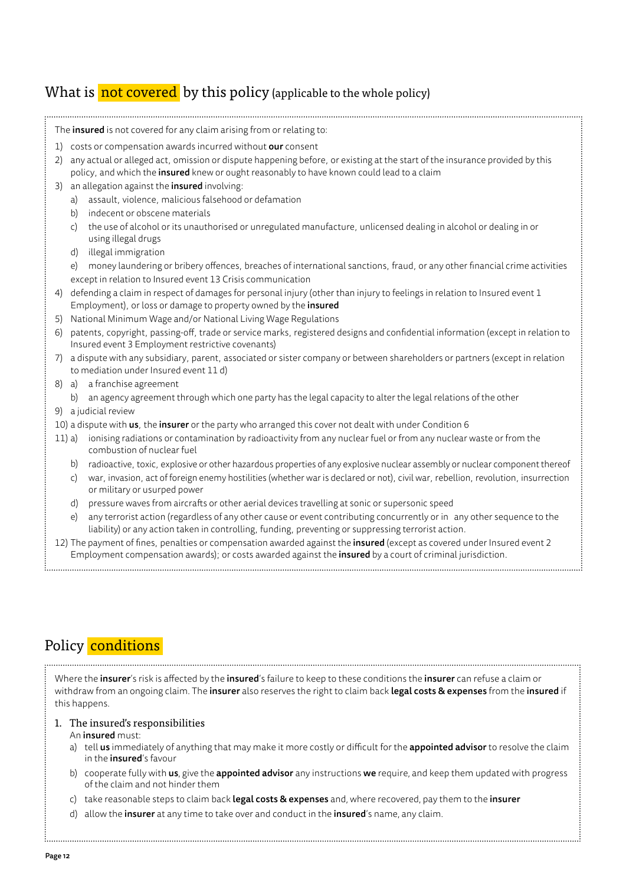## What is not covered by this policy (applicable to the whole policy)

The **insured** is not covered for any claim arising from or relating to:

1) costs or compensation awards incurred without **our** consent
2) any actual or alleged act, omission or dispute happening before, or existing at the start of the insurance provided by this policy, and which the **insured** knew or ought reasonably to have known could lead to a claim
3) an allegation against the **insured** involving:
   a) assault, violence, malicious falsehood or defamation
   b) indecent or obscene materials
   c) the use of alcohol or its unauthorised or unregulated manufacture, unlicensed dealing in alcohol or dealing in or using illegal drugs
   d) illegal immigration
   e) money laundering or bribery offences, breaches of international sanctions, fraud, or any other financial crime activities

   except in relation to Insured event 13 Crisis communication
4) defending a claim in respect of damages for personal injury (other than injury to feelings in relation to Insured event 1 Employment), or loss or damage to property owned by the **insured**
5) National Minimum Wage and/or National Living Wage Regulations
6) patents, copyright, passing-off, trade or service marks, registered designs and confidential information (except in relation to Insured event 3 Employment restrictive covenants)
7) a dispute with any subsidiary, parent, associated or sister company or between shareholders or partners (except in relation to mediation under Insured event 11 d)
8) a) a franchise agreement
   b) an agency agreement through which one party has the legal capacity to alter the legal relations of the other
9) a judicial review
10) a dispute with **us**, the **insurer** or the party who arranged this cover not dealt with under Condition 6
11) a) ionising radiations or contamination by radioactivity from any nuclear fuel or from any nuclear waste or from the combustion of nuclear fuel
    b) radioactive, toxic, explosive or other hazardous properties of any explosive nuclear assembly or nuclear component thereof
    c) war, invasion, act of foreign enemy hostilities (whether war is declared or not), civil war, rebellion, revolution, insurrection or military or usurped power
    d) pressure waves from aircrafts or other aerial devices travelling at sonic or supersonic speed
    e) any terrorist action (regardless of any other cause or event contributing concurrently or in any other sequence to the liability) or any action taken in controlling, funding, preventing or suppressing terrorist action.
12) The payment of fines, penalties or compensation awarded against the **insured** (except as covered under Insured event 2 Employment compensation awards); or costs awarded against the **insured** by a court of criminal jurisdiction.

## Policy conditions

Where the **insurer**'s risk is affected by the **insured**'s failure to keep to these conditions the **insurer** can refuse a claim or withdraw from an ongoing claim. The **insurer** also reserves the right to claim back **legal costs & expenses** from the **insured** if this happens.

### 1. The insured's responsibilities

An **insured** must:

a) tell **us** immediately of anything that may make it more costly or difficult for the **appointed advisor** to resolve the claim in the **insured**'s favour
b) cooperate fully with **us**, give the **appointed advisor** any instructions **we** require, and keep them updated with progress of the claim and not hinder them
c) take reasonable steps to claim back **legal costs & expenses** and, where recovered, pay them to the **insurer**
d) allow the **insurer** at any time to take over and conduct in the **insured**'s name, any claim.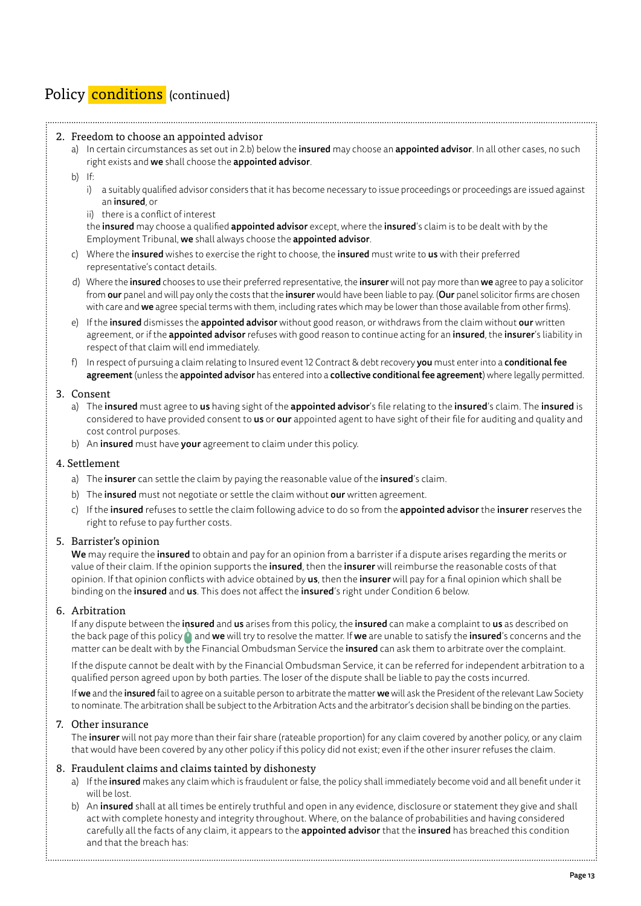# Policy conditions (continued)

## 2. Freedom to choose an appointed advisor

a) In certain circumstances as set out in 2.b) below the **insured** may choose an **appointed advisor**. In all other cases, no such right exists and **we** shall choose the **appointed advisor**.

b) If:

   i) a suitably qualified advisor considers that it has become necessary to issue proceedings or proceedings are issued against an **insured**, or

   ii) there is a conflict of interest

   the **insured** may choose a qualified **appointed advisor** except, where the **insured**'s claim is to be dealt with by the Employment Tribunal, **we** shall always choose the **appointed advisor**.

c) Where the **insured** wishes to exercise the right to choose, the **insured** must write to **us** with their preferred representative's contact details.

d) Where the **insured** chooses to use their preferred representative, the **insurer** will not pay more than **we** agree to pay a solicitor from **our** panel and will pay only the costs that the **insurer** would have been liable to pay. (**Our** panel solicitor firms are chosen with care and **we** agree special terms with them, including rates which may be lower than those available from other firms).

e) If the **insured** dismisses the **appointed advisor** without good reason, or withdraws from the claim without **our** written agreement, or if the **appointed advisor** refuses with good reason to continue acting for an **insured**, the **insurer**'s liability in respect of that claim will end immediately.

f) In respect of pursuing a claim relating to Insured event 12 Contract & debt recovery **you** must enter into a **conditional fee agreement** (unless the **appointed advisor** has entered into a **collective conditional fee agreement**) where legally permitted.

## 3. Consent

a) The **insured** must agree to **us** having sight of the **appointed advisor**'s file relating to the **insured**'s claim. The **insured** is considered to have provided consent to **us** or **our** appointed agent to have sight of their file for auditing and quality and cost control purposes.

b) An **insured** must have **your** agreement to claim under this policy.

## 4. Settlement

a) The **insurer** can settle the claim by paying the reasonable value of the **insured**'s claim.

b) The **insured** must not negotiate or settle the claim without **our** written agreement.

c) If the **insured** refuses to settle the claim following advice to do so from the **appointed advisor** the **insurer** reserves the right to refuse to pay further costs.

## 5. Barrister's opinion

**We** may require the **insured** to obtain and pay for an opinion from a barrister if a dispute arises regarding the merits or value of their claim. If the opinion supports the **insured**, then the **insurer** will reimburse the reasonable costs of that opinion. If that opinion conflicts with advice obtained by **us**, then the **insurer** will pay for a final opinion which shall be binding on the **insured** and **us**. This does not affect the **insured**'s right under Condition 6 below.

## 6. Arbitration

If any dispute between the **insured** and **us** arises from this policy, the **insured** can make a complaint to **us** as described on the back page of this policy and **we** will try to resolve the matter. If **we** are unable to satisfy the **insured**'s concerns and the matter can be dealt with by the Financial Ombudsman Service the **insured** can ask them to arbitrate over the complaint.

If the dispute cannot be dealt with by the Financial Ombudsman Service, it can be referred for independent arbitration to a qualified person agreed upon by both parties. The loser of the dispute shall be liable to pay the costs incurred.

If **we** and the **insured** fail to agree on a suitable person to arbitrate the matter **we** will ask the President of the relevant Law Society to nominate. The arbitration shall be subject to the Arbitration Acts and the arbitrator's decision shall be binding on the parties.

## 7. Other insurance

The **insurer** will not pay more than their fair share (rateable proportion) for any claim covered by another policy, or any claim that would have been covered by any other policy if this policy did not exist; even if the other insurer refuses the claim.

## 8. Fraudulent claims and claims tainted by dishonesty

a) If the **insured** makes any claim which is fraudulent or false, the policy shall immediately become void and all benefit under it will be lost.

b) An **insured** shall at all times be entirely truthful and open in any evidence, disclosure or statement they give and shall act with complete honesty and integrity throughout. Where, on the balance of probabilities and having considered carefully all the facts of any claim, it appears to the **appointed advisor** that the **insured** has breached this condition and that the breach has: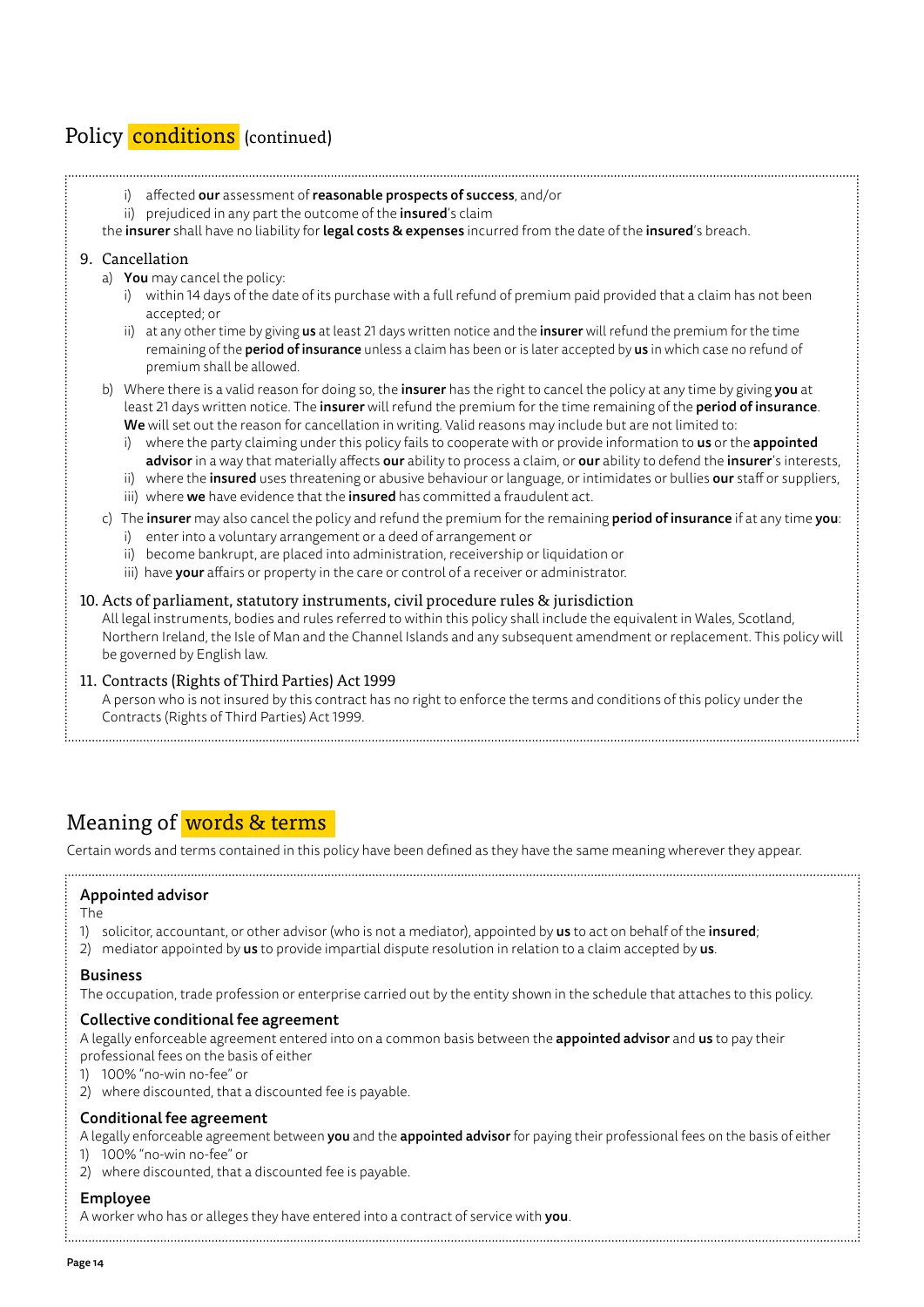# Policy conditions (continued)

i) affected **our** assessment of **reasonable prospects of success**, and/or
ii) prejudiced in any part the outcome of the **insured**'s claim

the **insurer** shall have no liability for **legal costs & expenses** incurred from the date of the **insured**'s breach.

## 9. Cancellation

a) **You** may cancel the policy:
   i) within 14 days of the date of its purchase with a full refund of premium paid provided that a claim has not been accepted; or
   ii) at any other time by giving **us** at least 21 days written notice and the **insurer** will refund the premium for the time remaining of the **period of insurance** unless a claim has been or is later accepted by **us** in which case no refund of premium shall be allowed.

b) Where there is a valid reason for doing so, the **insurer** has the right to cancel the policy at any time by giving **you** at least 21 days written notice. The **insurer** will refund the premium for the time remaining of the **period of insurance**. **We** will set out the reason for cancellation in writing. Valid reasons may include but are not limited to:
   i) where the party claiming under this policy fails to cooperate with or provide information to **us** or the **appointed advisor** in a way that materially affects **our** ability to process a claim, or **our** ability to defend the **insurer**'s interests,
   ii) where the **insured** uses threatening or abusive behaviour or language, or intimidates or bullies **our** staff or suppliers,
   iii) where **we** have evidence that the **insured** has committed a fraudulent act.

c) The **insurer** may also cancel the policy and refund the premium for the remaining **period of insurance** if at any time **you**:
   i) enter into a voluntary arrangement or a deed of arrangement or
   ii) become bankrupt, are placed into administration, receivership or liquidation or
   iii) have **your** affairs or property in the care or control of a receiver or administrator.

## 10. Acts of parliament, statutory instruments, civil procedure rules & jurisdiction

All legal instruments, bodies and rules referred to within this policy shall include the equivalent in Wales, Scotland, Northern Ireland, the Isle of Man and the Channel Islands and any subsequent amendment or replacement. This policy will be governed by English law.

## 11. Contracts (Rights of Third Parties) Act 1999

A person who is not insured by this contract has no right to enforce the terms and conditions of this policy under the Contracts (Rights of Third Parties) Act 1999.

# Meaning of words & terms

Certain words and terms contained in this policy have been defined as they have the same meaning wherever they appear.

### Appointed advisor

The
1) solicitor, accountant, or other advisor (who is not a mediator), appointed by **us** to act on behalf of the **insured**;
2) mediator appointed by **us** to provide impartial dispute resolution in relation to a claim accepted by **us**.

### Business

The occupation, trade profession or enterprise carried out by the entity shown in the schedule that attaches to this policy.

### Collective conditional fee agreement

A legally enforceable agreement entered into on a common basis between the **appointed advisor** and **us** to pay their professional fees on the basis of either
1) 100% "no-win no-fee" or
2) where discounted, that a discounted fee is payable.

### Conditional fee agreement

A legally enforceable agreement between **you** and the **appointed advisor** for paying their professional fees on the basis of either
1) 100% "no-win no-fee" or
2) where discounted, that a discounted fee is payable.

### Employee

A worker who has or alleges they have entered into a contract of service with **you**.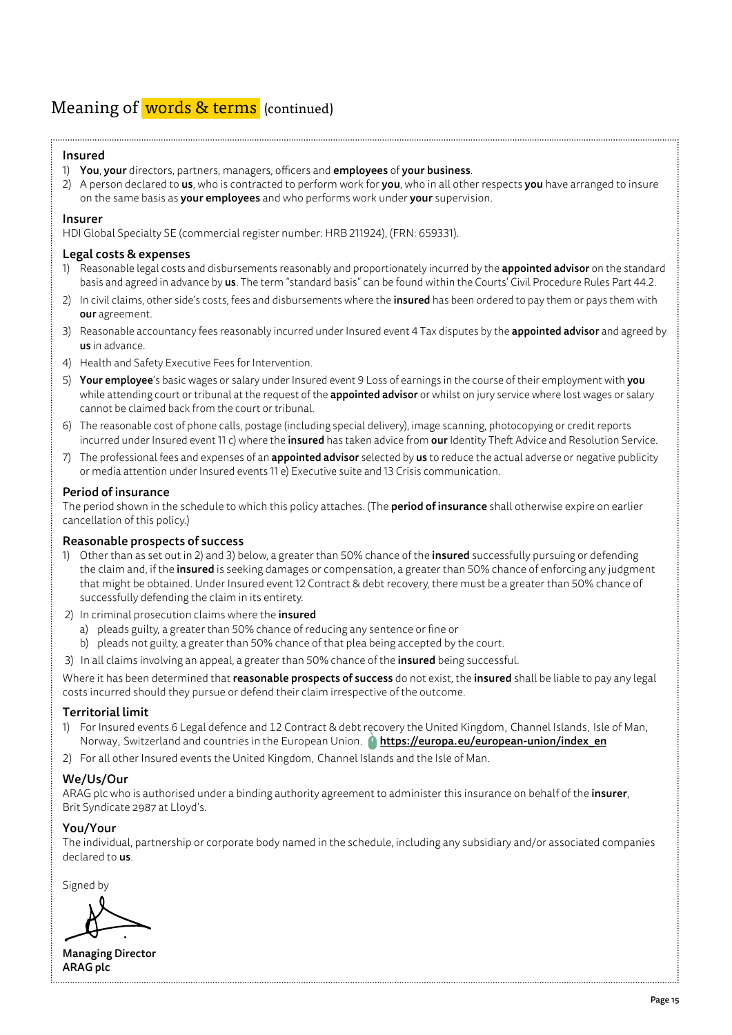# Meaning of words & terms (continued)

### Insured

1) **You**, **your** directors, partners, managers, officers and **employees** of **your business**.
2) A person declared to **us**, who is contracted to perform work for **you**, who in all other respects **you** have arranged to insure on the same basis as **your employees** and who performs work under **your** supervision.

### Insurer

HDI Global Specialty SE (commercial register number: HRB 211924), (FRN: 659331).

### Legal costs & expenses

1) Reasonable legal costs and disbursements reasonably and proportionately incurred by the **appointed advisor** on the standard basis and agreed in advance by **us**. The term "standard basis" can be found within the Courts' Civil Procedure Rules Part 44.2.
2) In civil claims, other side's costs, fees and disbursements where the **insured** has been ordered to pay them or pays them with **our** agreement.
3) Reasonable accountancy fees reasonably incurred under Insured event 4 Tax disputes by the **appointed advisor** and agreed by **us** in advance.
4) Health and Safety Executive Fees for Intervention.
5) **Your employee**'s basic wages or salary under Insured event 9 Loss of earnings in the course of their employment with **you** while attending court or tribunal at the request of the **appointed advisor** or whilst on jury service where lost wages or salary cannot be claimed back from the court or tribunal.
6) The reasonable cost of phone calls, postage (including special delivery), image scanning, photocopying or credit reports incurred under Insured event 11 c) where the **insured** has taken advice from **our** Identity Theft Advice and Resolution Service.
7) The professional fees and expenses of an **appointed advisor** selected by **us** to reduce the actual adverse or negative publicity or media attention under Insured events 11 e) Executive suite and 13 Crisis communication.

### Period of insurance

The period shown in the schedule to which this policy attaches. (The **period of insurance** shall otherwise expire on earlier cancellation of this policy.)

### Reasonable prospects of success

1) Other than as set out in 2) and 3) below, a greater than 50% chance of the **insured** successfully pursuing or defending the claim and, if the **insured** is seeking damages or compensation, a greater than 50% chance of enforcing any judgment that might be obtained. Under Insured event 12 Contract & debt recovery, there must be a greater than 50% chance of successfully defending the claim in its entirety.
2) In criminal prosecution claims where the **insured**
   a) pleads guilty, a greater than 50% chance of reducing any sentence or fine or
   b) pleads not guilty, a greater than 50% chance of that plea being accepted by the court.
3) In all claims involving an appeal, a greater than 50% chance of the **insured** being successful.

Where it has been determined that **reasonable prospects of success** do not exist, the **insured** shall be liable to pay any legal costs incurred should they pursue or defend their claim irrespective of the outcome.

### Territorial limit

1) For Insured events 6 Legal defence and 12 Contract & debt recovery the United Kingdom, Channel Islands, Isle of Man, Norway, Switzerland and countries in the European Union. **https://europa.eu/european-union/index_en**
2) For all other Insured events the United Kingdom, Channel Islands and the Isle of Man.

### We/Us/Our

ARAG plc who is authorised under a binding authority agreement to administer this insurance on behalf of the **insurer**, Brit Syndicate 2987 at Lloyd's.

### You/Your

The individual, partnership or corporate body named in the schedule, including any subsidiary and/or associated companies declared to **us**.

Signed by

**Managing Director**
**ARAG plc**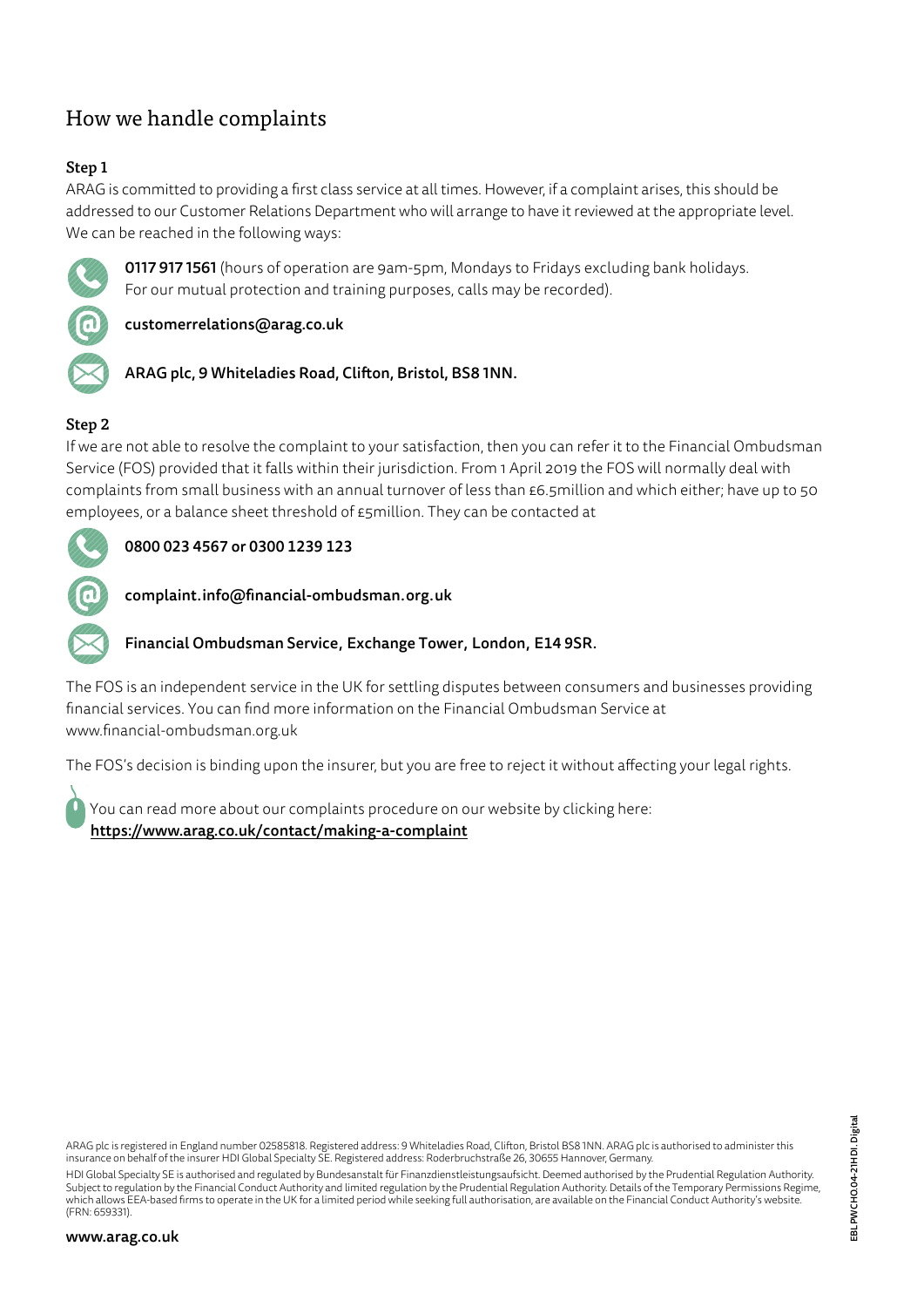# How we handle complaints

### Step 1

ARAG is committed to providing a first class service at all times. However, if a complaint arises, this should be addressed to our Customer Relations Department who will arrange to have it reviewed at the appropriate level. We can be reached in the following ways:

**0117 917 1561** (hours of operation are 9am-5pm, Mondays to Fridays excluding bank holidays. For our mutual protection and training purposes, calls may be recorded).

**customerrelations@arag.co.uk**

**ARAG plc, 9 Whiteladies Road, Clifton, Bristol, BS8 1NN.**

### Step 2

If we are not able to resolve the complaint to your satisfaction, then you can refer it to the Financial Ombudsman Service (FOS) provided that it falls within their jurisdiction. From 1 April 2019 the FOS will normally deal with complaints from small business with an annual turnover of less than £6.5million and which either; have up to 50 employees, or a balance sheet threshold of £5million. They can be contacted at

**0800 023 4567 or 0300 1239 123**

**complaint.info@financial-ombudsman.org.uk**

**Financial Ombudsman Service, Exchange Tower, London, E14 9SR.**

The FOS is an independent service in the UK for settling disputes between consumers and businesses providing financial services. You can find more information on the Financial Ombudsman Service at www.financial-ombudsman.org.uk

The FOS's decision is binding upon the insurer, but you are free to reject it without affecting your legal rights.

You can read more about our complaints procedure on our website by clicking here:
**https://www.arag.co.uk/contact/making-a-complaint**

ARAG plc is registered in England number 02585818. Registered address: 9 Whiteladies Road, Clifton, Bristol BS8 1NN. ARAG plc is authorised to administer this insurance on behalf of the insurer HDI Global Specialty SE. Registered address: Roderbruchstraße 26, 30655 Hannover, Germany.

HDI Global Specialty SE is authorised and regulated by Bundesanstalt für Finanzdienstleistungsaufsicht. Deemed authorised by the Prudential Regulation Authority. Subject to regulation by the Financial Conduct Authority and limited regulation by the Prudential Regulation Authority. Details of the Temporary Permissions Regime, which allows EEA-based firms to operate in the UK for a limited period while seeking full authorisation, are available on the Financial Conduct Authority's website. (FRN: 659331).

**www.arag.co.uk**

EBLPW/CHO.04-21HDI. Digital